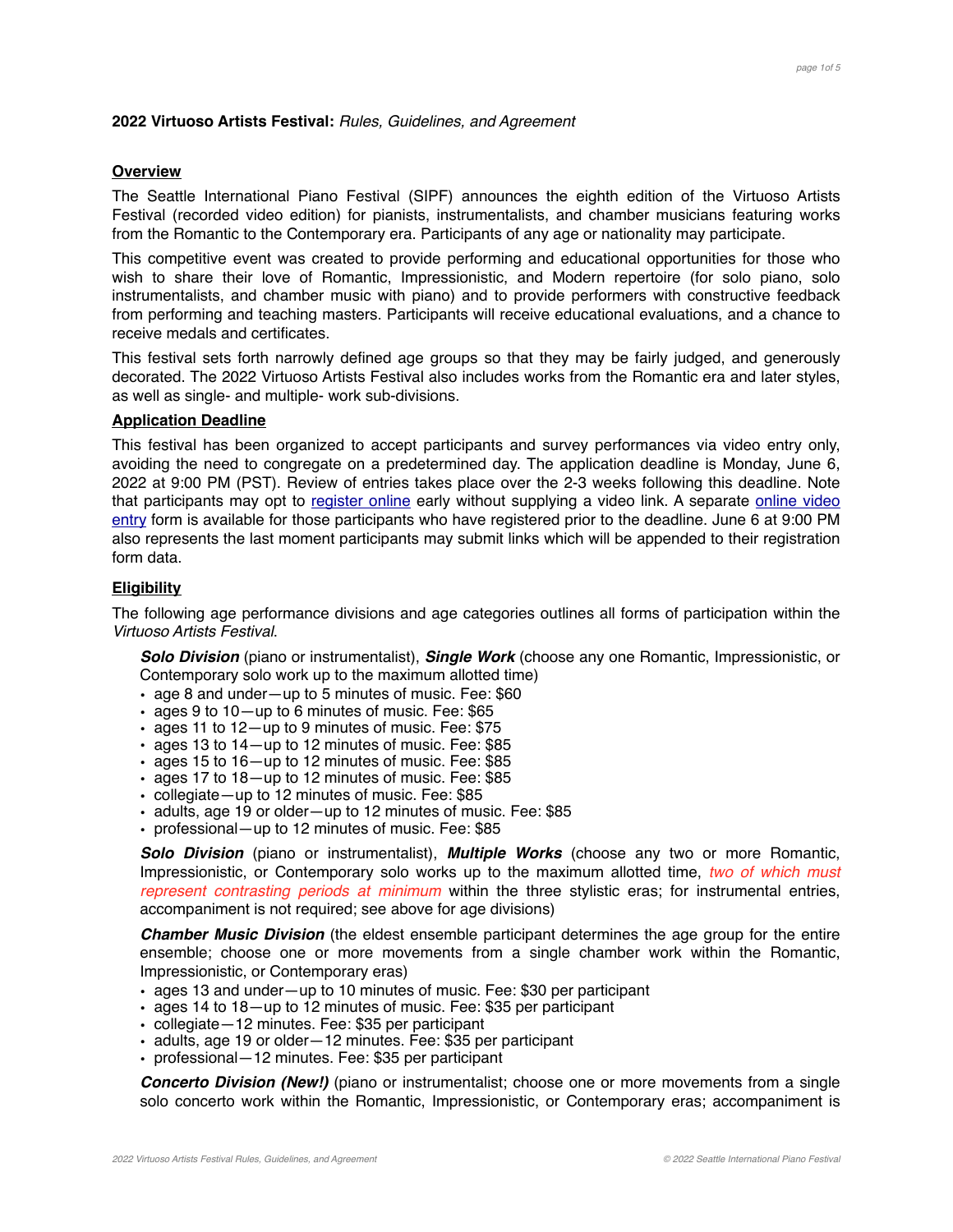**2022 Virtuoso Artists Festival:** *Rules, Guidelines, and Agreement*

## Overview

The Seattle International Piano Festival (SIPF) announces the eighth edition of the Virtuoso Artists Festival (recorded video edition) for pianists, instrumentalists, and chamber musicians featuring works from the Romantic to the Contemporary era. Participants of any age or nationality may participate.

This competitive event was created to provide performing and educational opportunities for those who wish to share their love of Romantic, Impressionistic, and Modern repertoire (for solo piano, solo instrumentalists, and chamber music with piano) and to provide performers with constructive feedback from performing and teaching masters. Participants will receive educational evaluations, and a chance to receive medals and certificates.

This festival sets forth narrowly defined age groups so that they may be fairly judged, and generously decorated. The 2022 Virtuoso Artists Festival also includes works from the Romantic era and later styles, as well as single- and multiple- work sub-divisions.

## Application Deadline

This festival has been organized to accept participants and survey performances via video entry only, avoiding the need to congregate on a predetermined day. The application deadline is Monday, June 6, 2022 at 9:00 PM (PST). Review of entries takes place over the 2-3 weeks following this deadline. Note that participants may opt to register online early without supplying a video link. A separate online video entry form is available for those participants who have registered prior to the deadline. June 6 at 9:00 PM also represents the last moment participants may submit links which will be appended to their registration form data.

## Eligibility

The following age performance divisions and age categories outlines all forms of participation within the *Virtuoso Artists Festival*.

***Solo Division*** (piano or instrumentalist), ***Single Work*** (choose any one Romantic, Impressionistic, or Contemporary solo work up to the maximum allotted time)

- age 8 and under—up to 5 minutes of music. Fee: $60
- ages 9 to 10—up to 6 minutes of music. Fee: $65
- ages 11 to 12—up to 9 minutes of music. Fee: $75
- ages 13 to 14—up to 12 minutes of music. Fee: $85
- ages 15 to 16—up to 12 minutes of music. Fee: $85
- ages 17 to 18—up to 12 minutes of music. Fee: $85
- collegiate—up to 12 minutes of music. Fee: $85
- adults, age 19 or older—up to 12 minutes of music. Fee: $85
- professional—up to 12 minutes of music. Fee: $85

***Solo Division*** (piano or instrumentalist), ***Multiple Works*** (choose any two or more Romantic, Impressionistic, or Contemporary solo works up to the maximum allotted time, *two of which must represent contrasting periods at minimum* within the three stylistic eras; for instrumental entries, accompaniment is not required; see above for age divisions)

***Chamber Music Division*** (the eldest ensemble participant determines the age group for the entire ensemble; choose one or more movements from a single chamber work within the Romantic, Impressionistic, or Contemporary eras)

- ages 13 and under—up to 10 minutes of music. Fee: $30 per participant
- ages 14 to 18—up to 12 minutes of music. Fee: $35 per participant
- collegiate—12 minutes. Fee: $35 per participant
- adults, age 19 or older—12 minutes. Fee: $35 per participant
- professional—12 minutes. Fee: $35 per participant

***Concerto Division (New!)*** (piano or instrumentalist; choose one or more movements from a single solo concerto work within the Romantic, Impressionistic, or Contemporary eras; accompaniment is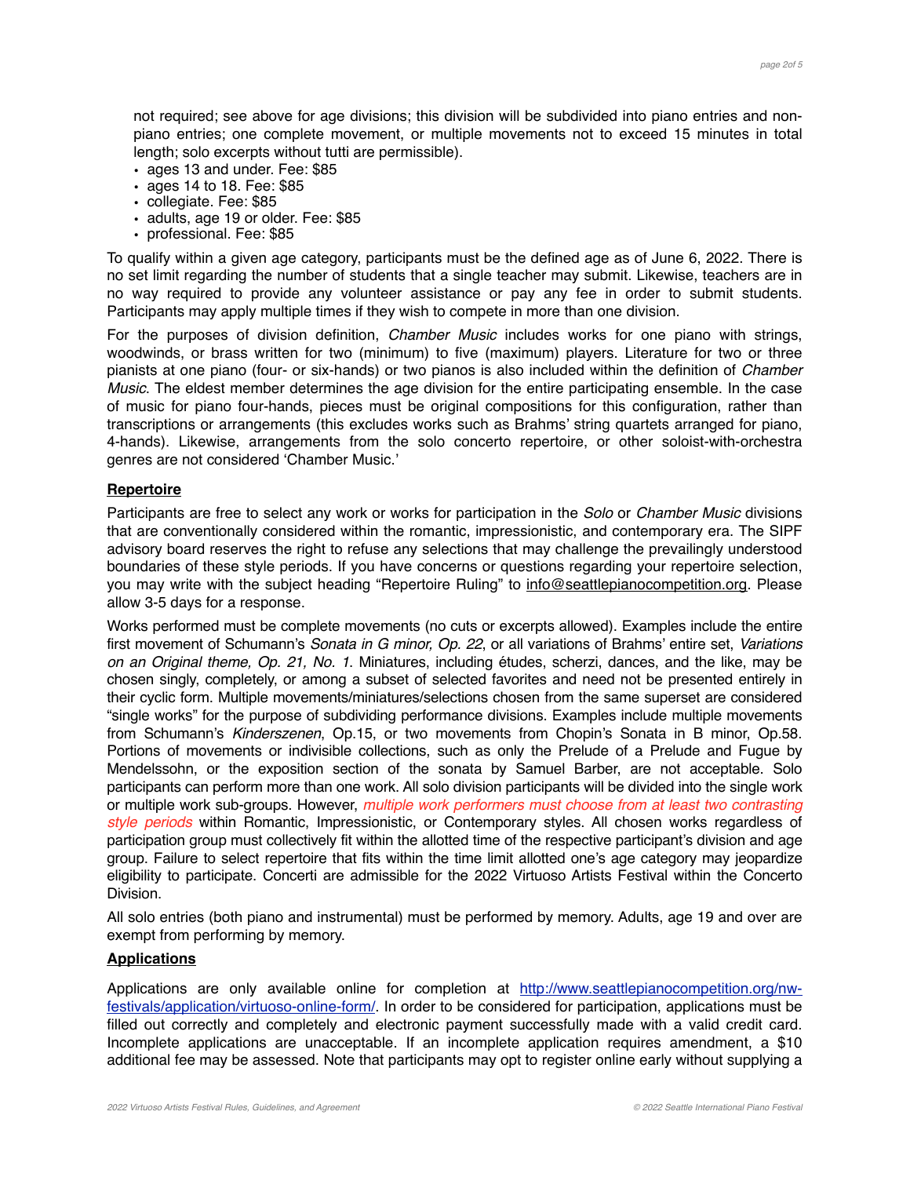not required; see above for age divisions; this division will be subdivided into piano entries and non-piano entries; one complete movement, or multiple movements not to exceed 15 minutes in total length; solo excerpts without tutti are permissible).

- ages 13 and under. Fee: $85
- ages 14 to 18. Fee: $85
- collegiate. Fee: $85
- adults, age 19 or older. Fee: $85
- professional. Fee: $85

To qualify within a given age category, participants must be the defined age as of June 6, 2022. There is no set limit regarding the number of students that a single teacher may submit. Likewise, teachers are in no way required to provide any volunteer assistance or pay any fee in order to submit students. Participants may apply multiple times if they wish to compete in more than one division.

For the purposes of division definition, *Chamber Music* includes works for one piano with strings, woodwinds, or brass written for two (minimum) to five (maximum) players. Literature for two or three pianists at one piano (four- or six-hands) or two pianos is also included within the definition of *Chamber Music*. The eldest member determines the age division for the entire participating ensemble. In the case of music for piano four-hands, pieces must be original compositions for this configuration, rather than transcriptions or arrangements (this excludes works such as Brahms' string quartets arranged for piano, 4-hands). Likewise, arrangements from the solo concerto repertoire, or other soloist-with-orchestra genres are not considered 'Chamber Music.'

**Repertoire**

Participants are free to select any work or works for participation in the *Solo* or *Chamber Music* divisions that are conventionally considered within the romantic, impressionistic, and contemporary era. The SIPF advisory board reserves the right to refuse any selections that may challenge the prevailingly understood boundaries of these style periods. If you have concerns or questions regarding your repertoire selection, you may write with the subject heading "Repertoire Ruling" to info@seattlepianocompetition.org. Please allow 3-5 days for a response.

Works performed must be complete movements (no cuts or excerpts allowed). Examples include the entire first movement of Schumann's *Sonata in G minor, Op. 22*, or all variations of Brahms' entire set, *Variations on an Original theme, Op. 21, No. 1*. Miniatures, including études, scherzi, dances, and the like, may be chosen singly, completely, or among a subset of selected favorites and need not be presented entirely in their cyclic form. Multiple movements/miniatures/selections chosen from the same superset are considered "single works" for the purpose of subdividing performance divisions. Examples include multiple movements from Schumann's *Kinderszenen*, Op.15, or two movements from Chopin's Sonata in B minor, Op.58. Portions of movements or indivisible collections, such as only the Prelude of a Prelude and Fugue by Mendelssohn, or the exposition section of the sonata by Samuel Barber, are not acceptable. Solo participants can perform more than one work. All solo division participants will be divided into the single work or multiple work sub-groups. However, *multiple work performers must choose from at least two contrasting style periods* within Romantic, Impressionistic, or Contemporary styles. All chosen works regardless of participation group must collectively fit within the allotted time of the respective participant's division and age group. Failure to select repertoire that fits within the time limit allotted one's age category may jeopardize eligibility to participate. Concerti are admissible for the 2022 Virtuoso Artists Festival within the Concerto Division.

All solo entries (both piano and instrumental) must be performed by memory. Adults, age 19 and over are exempt from performing by memory.

**Applications**

Applications are only available online for completion at http://www.seattlepianocompetition.org/nw-festivals/application/virtuoso-online-form/. In order to be considered for participation, applications must be filled out correctly and completely and electronic payment successfully made with a valid credit card. Incomplete applications are unacceptable. If an incomplete application requires amendment, a $10 additional fee may be assessed. Note that participants may opt to register online early without supplying a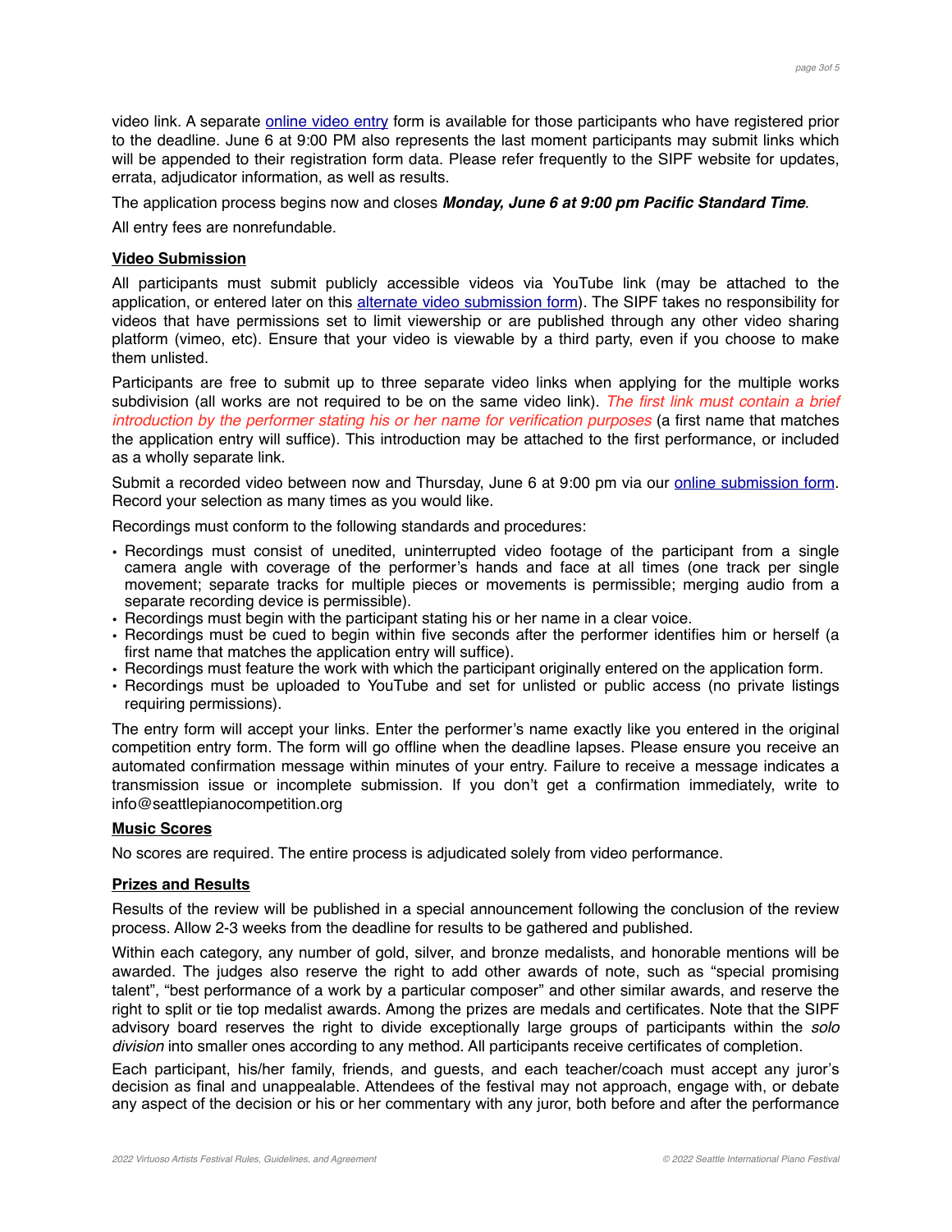video link. A separate online video entry form is available for those participants who have registered prior to the deadline. June 6 at 9:00 PM also represents the last moment participants may submit links which will be appended to their registration form data. Please refer frequently to the SIPF website for updates, errata, adjudicator information, as well as results.

The application process begins now and closes ***Monday, June 6 at 9:00 pm Pacific Standard Time***.

All entry fees are nonrefundable.

**Video Submission**

All participants must submit publicly accessible videos via YouTube link (may be attached to the application, or entered later on this alternate video submission form). The SIPF takes no responsibility for videos that have permissions set to limit viewership or are published through any other video sharing platform (vimeo, etc). Ensure that your video is viewable by a third party, even if you choose to make them unlisted.

Participants are free to submit up to three separate video links when applying for the multiple works subdivision (all works are not required to be on the same video link). *The first link must contain a brief introduction by the performer stating his or her name for verification purposes* (a first name that matches the application entry will suffice). This introduction may be attached to the first performance, or included as a wholly separate link.

Submit a recorded video between now and Thursday, June 6 at 9:00 pm via our online submission form. Record your selection as many times as you would like.

Recordings must conform to the following standards and procedures:

- Recordings must consist of unedited, uninterrupted video footage of the participant from a single camera angle with coverage of the performer's hands and face at all times (one track per single movement; separate tracks for multiple pieces or movements is permissible; merging audio from a separate recording device is permissible).
- Recordings must begin with the participant stating his or her name in a clear voice.
- Recordings must be cued to begin within five seconds after the performer identifies him or herself (a first name that matches the application entry will suffice).
- Recordings must feature the work with which the participant originally entered on the application form.
- Recordings must be uploaded to YouTube and set for unlisted or public access (no private listings requiring permissions).

The entry form will accept your links. Enter the performer's name exactly like you entered in the original competition entry form. The form will go offline when the deadline lapses. Please ensure you receive an automated confirmation message within minutes of your entry. Failure to receive a message indicates a transmission issue or incomplete submission. If you don't get a confirmation immediately, write to info@seattlepianocompetition.org

**Music Scores**

No scores are required. The entire process is adjudicated solely from video performance.

**Prizes and Results**

Results of the review will be published in a special announcement following the conclusion of the review process. Allow 2-3 weeks from the deadline for results to be gathered and published.

Within each category, any number of gold, silver, and bronze medalists, and honorable mentions will be awarded. The judges also reserve the right to add other awards of note, such as "special promising talent", "best performance of a work by a particular composer" and other similar awards, and reserve the right to split or tie top medalist awards. Among the prizes are medals and certificates. Note that the SIPF advisory board reserves the right to divide exceptionally large groups of participants within the *solo division* into smaller ones according to any method. All participants receive certificates of completion.

Each participant, his/her family, friends, and guests, and each teacher/coach must accept any juror's decision as final and unappealable. Attendees of the festival may not approach, engage with, or debate any aspect of the decision or his or her commentary with any juror, both before and after the performance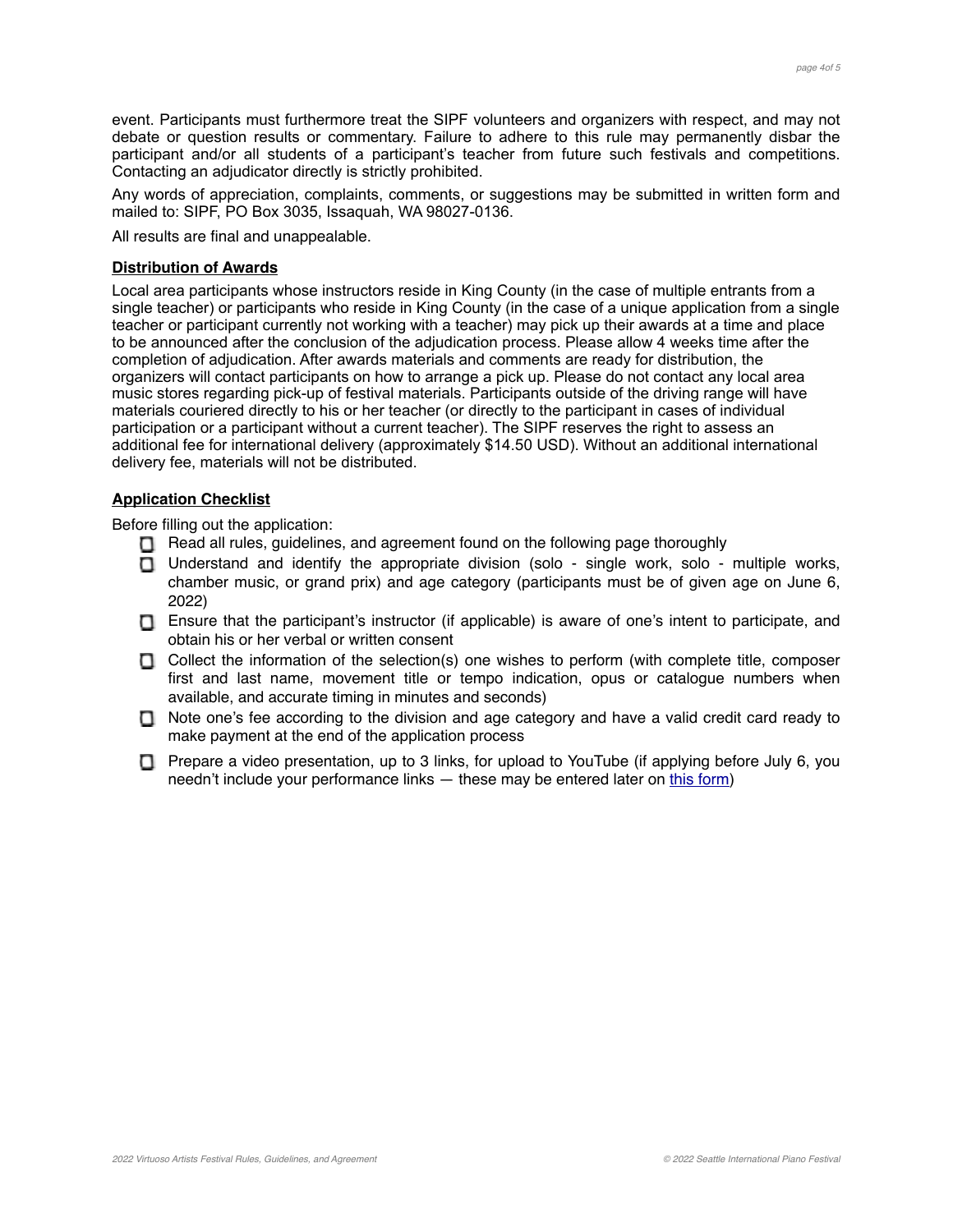event. Participants must furthermore treat the SIPF volunteers and organizers with respect, and may not debate or question results or commentary. Failure to adhere to this rule may permanently disbar the participant and/or all students of a participant's teacher from future such festivals and competitions. Contacting an adjudicator directly is strictly prohibited.

Any words of appreciation, complaints, comments, or suggestions may be submitted in written form and mailed to: SIPF, PO Box 3035, Issaquah, WA 98027-0136.

All results are final and unappealable.

**Distribution of Awards**

Local area participants whose instructors reside in King County (in the case of multiple entrants from a single teacher) or participants who reside in King County (in the case of a unique application from a single teacher or participant currently not working with a teacher) may pick up their awards at a time and place to be announced after the conclusion of the adjudication process. Please allow 4 weeks time after the completion of adjudication. After awards materials and comments are ready for distribution, the organizers will contact participants on how to arrange a pick up. Please do not contact any local area music stores regarding pick-up of festival materials. Participants outside of the driving range will have materials couriered directly to his or her teacher (or directly to the participant in cases of individual participation or a participant without a current teacher). The SIPF reserves the right to assess an additional fee for international delivery (approximately $14.50 USD). Without an additional international delivery fee, materials will not be distributed.

**Application Checklist**

Before filling out the application:

- ☐ Read all rules, guidelines, and agreement found on the following page thoroughly
- ☐ Understand and identify the appropriate division (solo - single work, solo - multiple works, chamber music, or grand prix) and age category (participants must be of given age on June 6, 2022)
- ☐ Ensure that the participant's instructor (if applicable) is aware of one's intent to participate, and obtain his or her verbal or written consent
- ☐ Collect the information of the selection(s) one wishes to perform (with complete title, composer first and last name, movement title or tempo indication, opus or catalogue numbers when available, and accurate timing in minutes and seconds)
- ☐ Note one's fee according to the division and age category and have a valid credit card ready to make payment at the end of the application process
- ☐ Prepare a video presentation, up to 3 links, for upload to YouTube (if applying before July 6, you needn't include your performance links — these may be entered later on this form)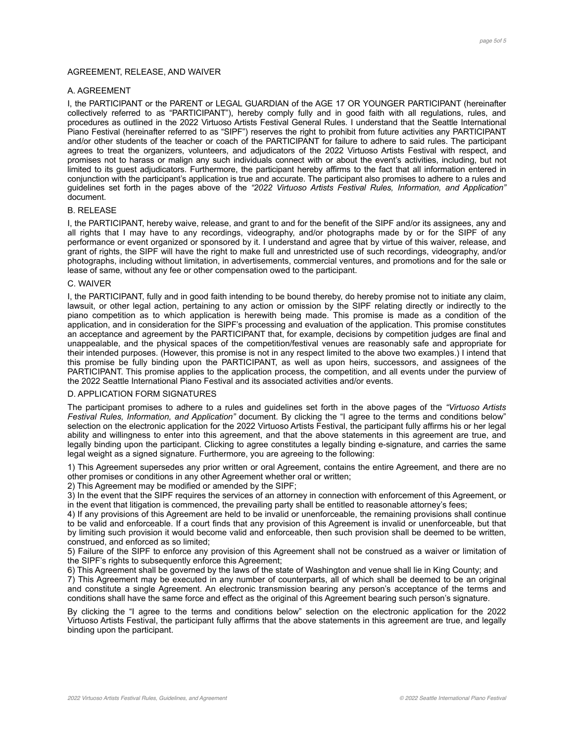## AGREEMENT, RELEASE, AND WAIVER

### A. AGREEMENT

I, the PARTICIPANT or the PARENT or LEGAL GUARDIAN of the AGE 17 OR YOUNGER PARTICIPANT (hereinafter collectively referred to as "PARTICIPANT"), hereby comply fully and in good faith with all regulations, rules, and procedures as outlined in the 2022 Virtuoso Artists Festival General Rules. I understand that the Seattle International Piano Festival (hereinafter referred to as "SIPF") reserves the right to prohibit from future activities any PARTICIPANT and/or other students of the teacher or coach of the PARTICIPANT for failure to adhere to said rules. The participant agrees to treat the organizers, volunteers, and adjudicators of the 2022 Virtuoso Artists Festival with respect, and promises not to harass or malign any such individuals connect with or about the event's activities, including, but not limited to its guest adjudicators. Furthermore, the participant hereby affirms to the fact that all information entered in conjunction with the participant's application is true and accurate. The participant also promises to adhere to a rules and guidelines set forth in the pages above of the *"2022 Virtuoso Artists Festival Rules, Information, and Application"* document.

### B. RELEASE

I, the PARTICIPANT, hereby waive, release, and grant to and for the benefit of the SIPF and/or its assignees, any and all rights that I may have to any recordings, videography, and/or photographs made by or for the SIPF of any performance or event organized or sponsored by it. I understand and agree that by virtue of this waiver, release, and grant of rights, the SIPF will have the right to make full and unrestricted use of such recordings, videography, and/or photographs, including without limitation, in advertisements, commercial ventures, and promotions and for the sale or lease of same, without any fee or other compensation owed to the participant.

### C. WAIVER

I, the PARTICIPANT, fully and in good faith intending to be bound thereby, do hereby promise not to initiate any claim, lawsuit, or other legal action, pertaining to any action or omission by the SIPF relating directly or indirectly to the piano competition as to which application is herewith being made. This promise is made as a condition of the application, and in consideration for the SIPF's processing and evaluation of the application. This promise constitutes an acceptance and agreement by the PARTICIPANT that, for example, decisions by competition judges are final and unappealable, and the physical spaces of the competition/festival venues are reasonably safe and appropriate for their intended purposes. (However, this promise is not in any respect limited to the above two examples.) I intend that this promise be fully binding upon the PARTICIPANT, as well as upon heirs, successors, and assignees of the PARTICIPANT. This promise applies to the application process, the competition, and all events under the purview of the 2022 Seattle International Piano Festival and its associated activities and/or events.

### D. APPLICATION FORM SIGNATURES

The participant promises to adhere to a rules and guidelines set forth in the above pages of the *"Virtuoso Artists Festival Rules, Information, and Application"* document. By clicking the "I agree to the terms and conditions below" selection on the electronic application for the 2022 Virtuoso Artists Festival, the participant fully affirms his or her legal ability and willingness to enter into this agreement, and that the above statements in this agreement are true, and legally binding upon the participant. Clicking to agree constitutes a legally binding e-signature, and carries the same legal weight as a signed signature. Furthermore, you are agreeing to the following:

1) This Agreement supersedes any prior written or oral Agreement, contains the entire Agreement, and there are no other promises or conditions in any other Agreement whether oral or written;
2) This Agreement may be modified or amended by the SIPF;
3) In the event that the SIPF requires the services of an attorney in connection with enforcement of this Agreement, or in the event that litigation is commenced, the prevailing party shall be entitled to reasonable attorney's fees;
4) If any provisions of this Agreement are held to be invalid or unenforceable, the remaining provisions shall continue to be valid and enforceable. If a court finds that any provision of this Agreement is invalid or unenforceable, but that by limiting such provision it would become valid and enforceable, then such provision shall be deemed to be written, construed, and enforced as so limited;
5) Failure of the SIPF to enforce any provision of this Agreement shall not be construed as a waiver or limitation of the SIPF's rights to subsequently enforce this Agreement;
6) This Agreement shall be governed by the laws of the state of Washington and venue shall lie in King County; and
7) This Agreement may be executed in any number of counterparts, all of which shall be deemed to be an original and constitute a single Agreement. An electronic transmission bearing any person's acceptance of the terms and conditions shall have the same force and effect as the original of this Agreement bearing such person's signature.

By clicking the "I agree to the terms and conditions below" selection on the electronic application for the 2022 Virtuoso Artists Festival, the participant fully affirms that the above statements in this agreement are true, and legally binding upon the participant.